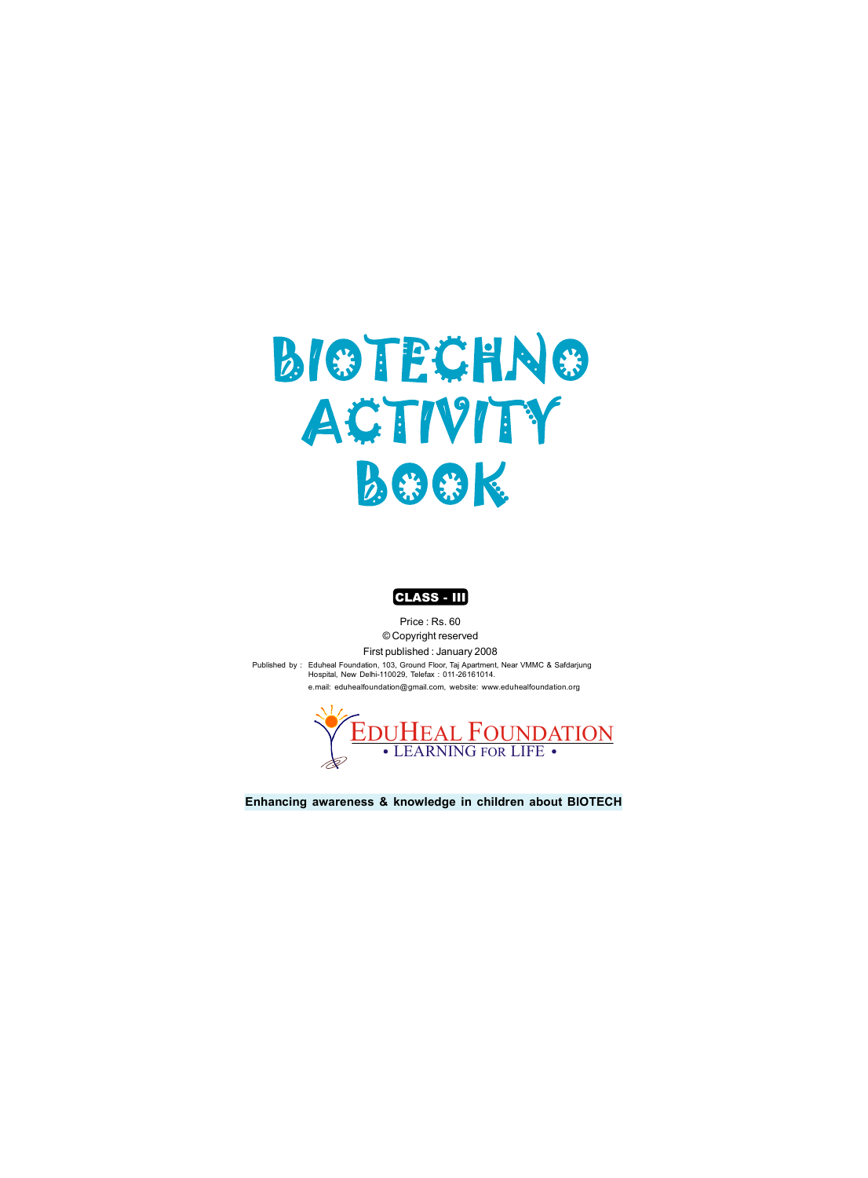# BIOTECHNO ACTIVITY BOOK

**CLASS - III**

Price : Rs. 60

© Copyright reserved

First published : January 2008

Published by : Eduheal Foundation, 103, Ground Floor, Taj Apartment, Near VMMC & Safdarjung Hospital, New Delhi-110029, Telefax : 011-26161014.

e.mail: eduhealfoundation@gmail.com, website: www.eduhealfoundation.org

EDUHEAL FOUNDATION
• LEARNING FOR LIFE •

**Enhancing awareness & knowledge in children about BIOTECH**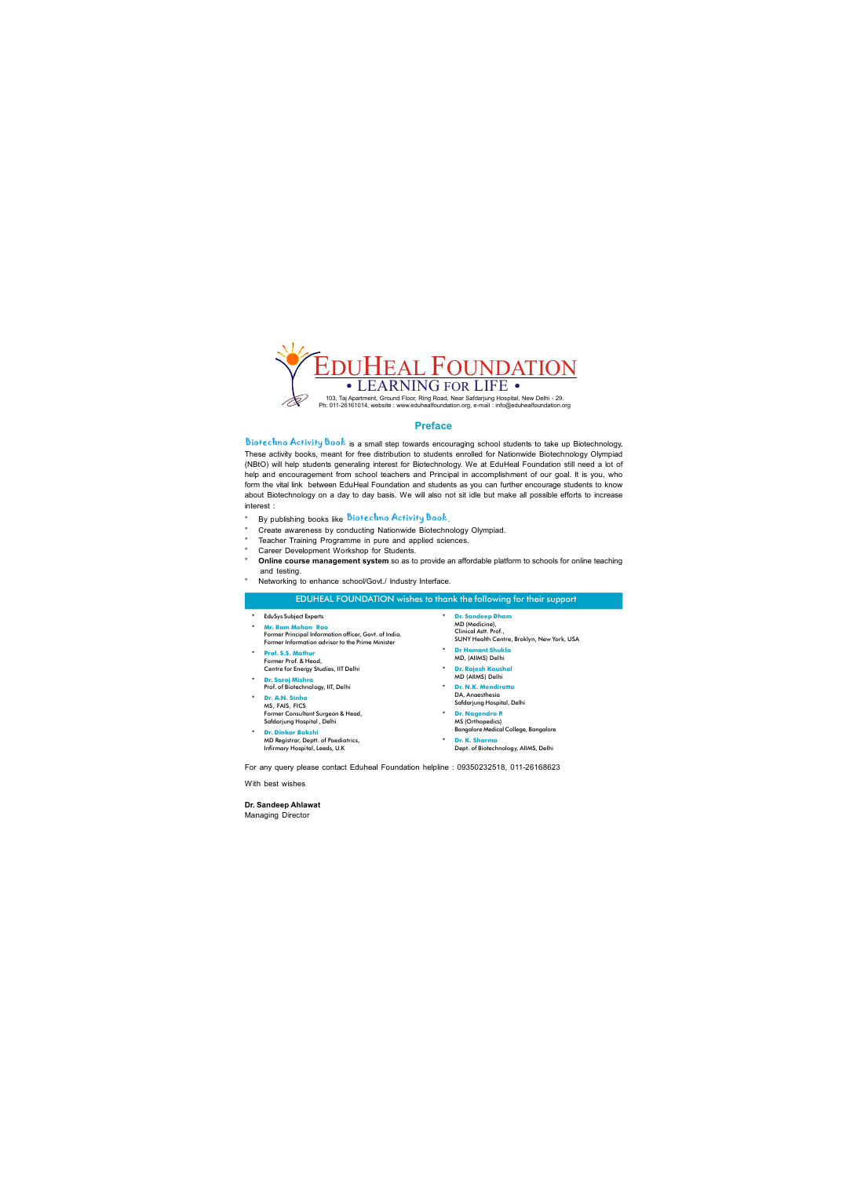# EDUHEAL FOUNDATION

• LEARNING FOR LIFE •

103, Taj Apartment, Ground Floor, Ring Road, Near Safdarjung Hospital, New Delhi - 29.
Ph: 011-26161014, website : www.eduhealfoundation.org, e-mail : info@eduhealfoundation.org

## Preface

Biotechno Activity Book is a small step towards encouraging school students to take up Biotechnology. These activity books, meant for free distribution to students enrolled for Nationwide Biotechnology Olympiad (NBtO) will help students generaling interest for Biotechnology. We at EduHeal Foundation still need a lot of help and encouragement from school teachers and Principal in accomplishment of our goal. It is you, who form the vital link between EduHeal Foundation and students as you can further encourage students to know about Biotechnology on a day to day basis. We will also not sit idle but make all possible efforts to increase interest :

- By publishing books like Biotechno Activity Book.
- Create awareness by conducting Nationwide Biotechnology Olympiad.
- Teacher Training Programme in pure and applied sciences.
- Career Development Workshop for Students.
- **Online course management system** so as to provide an affordable platform to schools for online teaching and testing.
- Networking to enhance school/Govt./ Industry Interface.

### EDUHEAL FOUNDATION wishes to thank the following for their support

- EduSys Subject Experts
- **Mr. Ram Mohan Rao**
  Former Principal Information officer, Govt. of India.
  Former Information advisor to the Prime Minister
- **Prof. S.S. Mathur**
  Former Prof. & Head,
  Centre for Energy Studies, IIT Delhi
- **Dr. Saroj Mishra**
  Prof. of Biotechnology, IIT, Delhi
- **Dr. A.N. Sinha**
  MS, FAIS, FICS
  Former Consultant Surgeon & Head,
  Safdarjung Hospital , Delhi
- **Dr. Dinkar Bakshi**
  MD Registrar, Deptt. of Paediatrics,
  Infirmary Hospital, Leeds, U.K
- **Dr. Sandeep Dham**
  MD (Medicine),
  Clinical Astt. Prof.,
  SUNY Health Centre, Broklyn, New York, USA
- **Dr Hemant Shukla**
  MD, (AIIMS) Delhi
- **Dr. Rajesh Kaushal**
  MD (AIIMS) Delhi
- **Dr. N.K. Mendiratta**
  DA, Anaesthesia
  Safdarjung Hospital, Delhi
- **Dr. Nagendra P.**
  MS (Orthopedics)
  Bangalore Medical College, Bangalore
- **Dr. K. Sharma**
  Dept. of Biotechnology, AIIMS, Delhi

For any query please contact Eduheal Foundation helpline : 09350232518, 011-26168623

With best wishes

**Dr. Sandeep Ahlawat**
Managing Director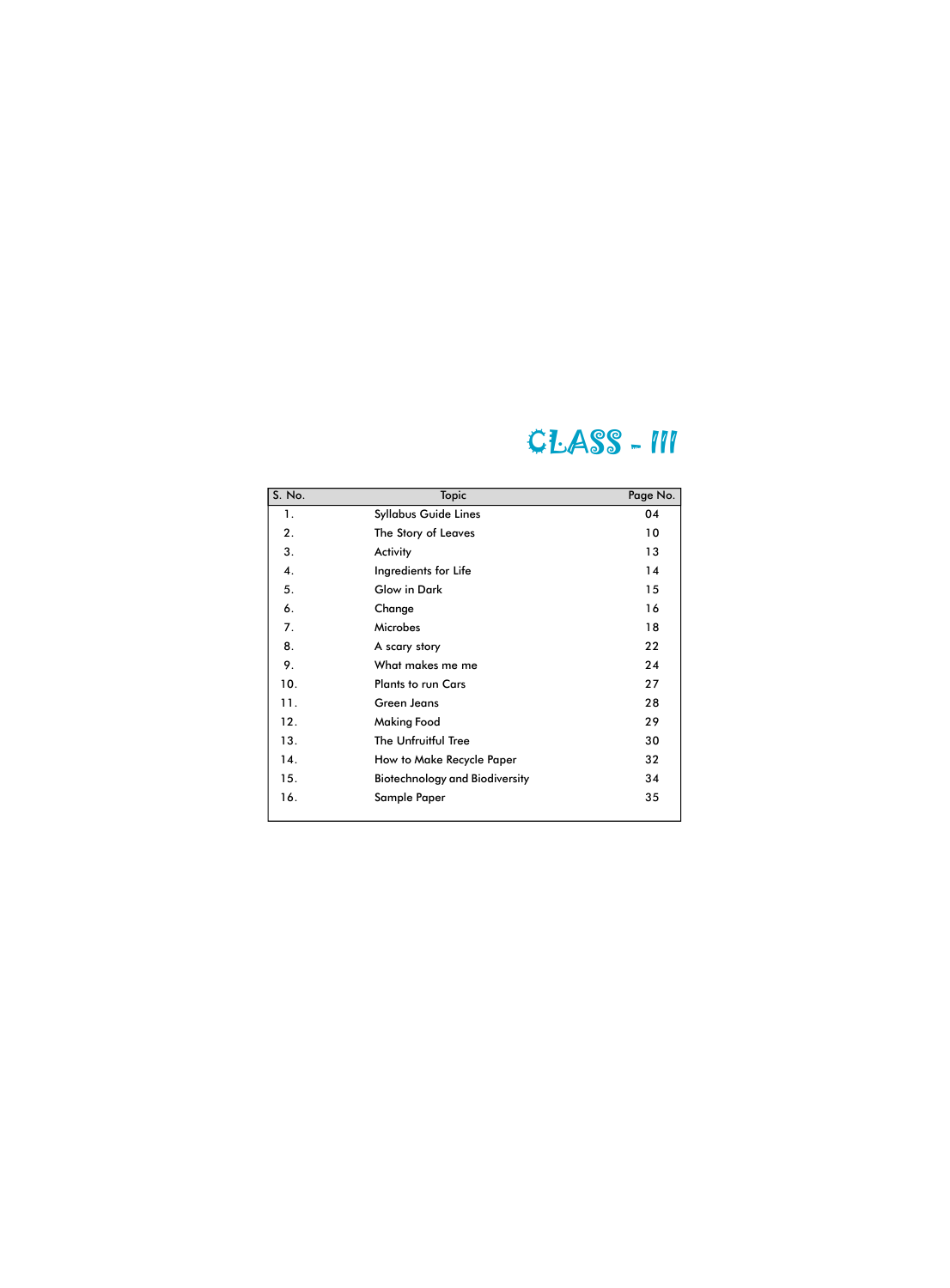# CLASS - III

| S. No. | Topic | Page No. |
|---|---|---|
| 1. | Syllabus Guide Lines | 04 |
| 2. | The Story of Leaves | 10 |
| 3. | Activity | 13 |
| 4. | Ingredients for Life | 14 |
| 5. | Glow in Dark | 15 |
| 6. | Change | 16 |
| 7. | Microbes | 18 |
| 8. | A scary story | 22 |
| 9. | What makes me me | 24 |
| 10. | Plants to run Cars | 27 |
| 11. | Green Jeans | 28 |
| 12. | Making Food | 29 |
| 13. | The Unfruitful Tree | 30 |
| 14. | How to Make Recycle Paper | 32 |
| 15. | Biotechnology and Biodiversity | 34 |
| 16. | Sample Paper | 35 |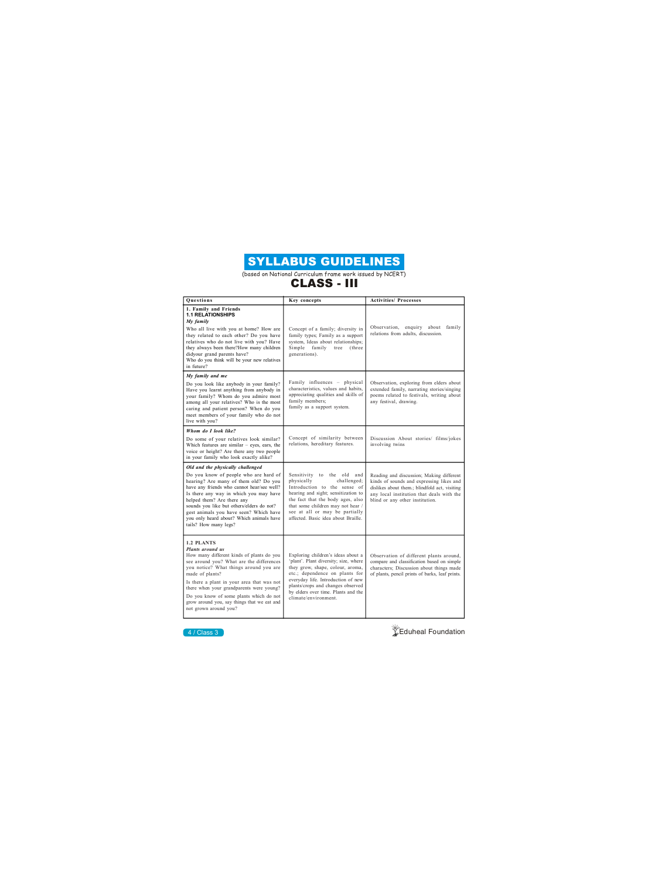# SYLLABUS GUIDELINES

(based on National Curriculum frame work issued by NCERT)

## CLASS - III

| Questions | Key concepts | Activities/ Processes |
|---|---|---|
| **1. Family and Friends**<br>**1.1 RELATIONSHIPS**<br>***My family***<br>Who all live with you at home? How are they related to each other? Do you have relatives who do not live with you? Have they always been there?How many children didyour grand parents have?<br>Who do you think will be your new relatives in future? | Concept of a family; diversity in family types; Family as a support system, Ideas about relationships; Simple family tree (three generations). | Observation, enquiry about family relations from adults, discussion. |
| ***My family and me***<br>Do you look like anybody in your family? Have you learnt anything from anybody in your family? Whom do you admire most among all your relatives? Who is the most caring and patient person? When do you meet members of your family who do not live with you? | Family influences – physical characteristics, values and habits, appreciating qualities and skills of family members;<br>family as a support system. | Observation, exploring from elders about extended family, narrating stories/singing poems related to festivals, writing about any festival, drawing. |
| ***Whom do I look like?***<br>Do some of your relatives look similar? Which features are similar – eyes, ears, the voice or height? Are there any two people in your family who look exactly alike? | Concept of similarity between relations, hereditary features. | Discussion About stories/ films/jokes involving twins |
| ***Old and the physically challenged***<br>Do you know of people who are hard of hearing? Are many of them old? Do you have any friends who cannot hear/see well? Is there any way in which you may have helped them? Are there any<br>sounds you like but others/elders do not?<br>gest animals you have seen? Which have you only heard about? Which animals have tails? How many legs? | Sensitivity to the old and physically challenged; Introduction to the sense of hearing and sight; sensitization to the fact that the body ages, also that some children may not hear / see at all or may be partially affected. Basic idea about Braille. | Reading and discussion; Making different kinds of sounds and expressing likes and dislikes about them.; blindfold act, visiting any local institution that deals with the blind or any other institution. |
| **1.2 PLANTS**<br>***Plants around us***<br>How many different kinds of plants do you see around you? What are the differences you notice? What things around you are made of plants?<br>Is there a plant in your area that was not there when your grandparents were young?<br>Do you know of some plants which do not grow around you, say things that we eat and not grown around you? | Exploring children's ideas about a 'plant'. Plant diversity; size, where they grow, shape, colour, aroma, etc.; dependence on plants for everyday life. Introduction of new plants/crops and changes observed by elders over time. Plants and the climate/environment. | Observation of different plants around, compare and classification based on simple characters; Discussion about things made of plants, pencil prints of barks, leaf prints. |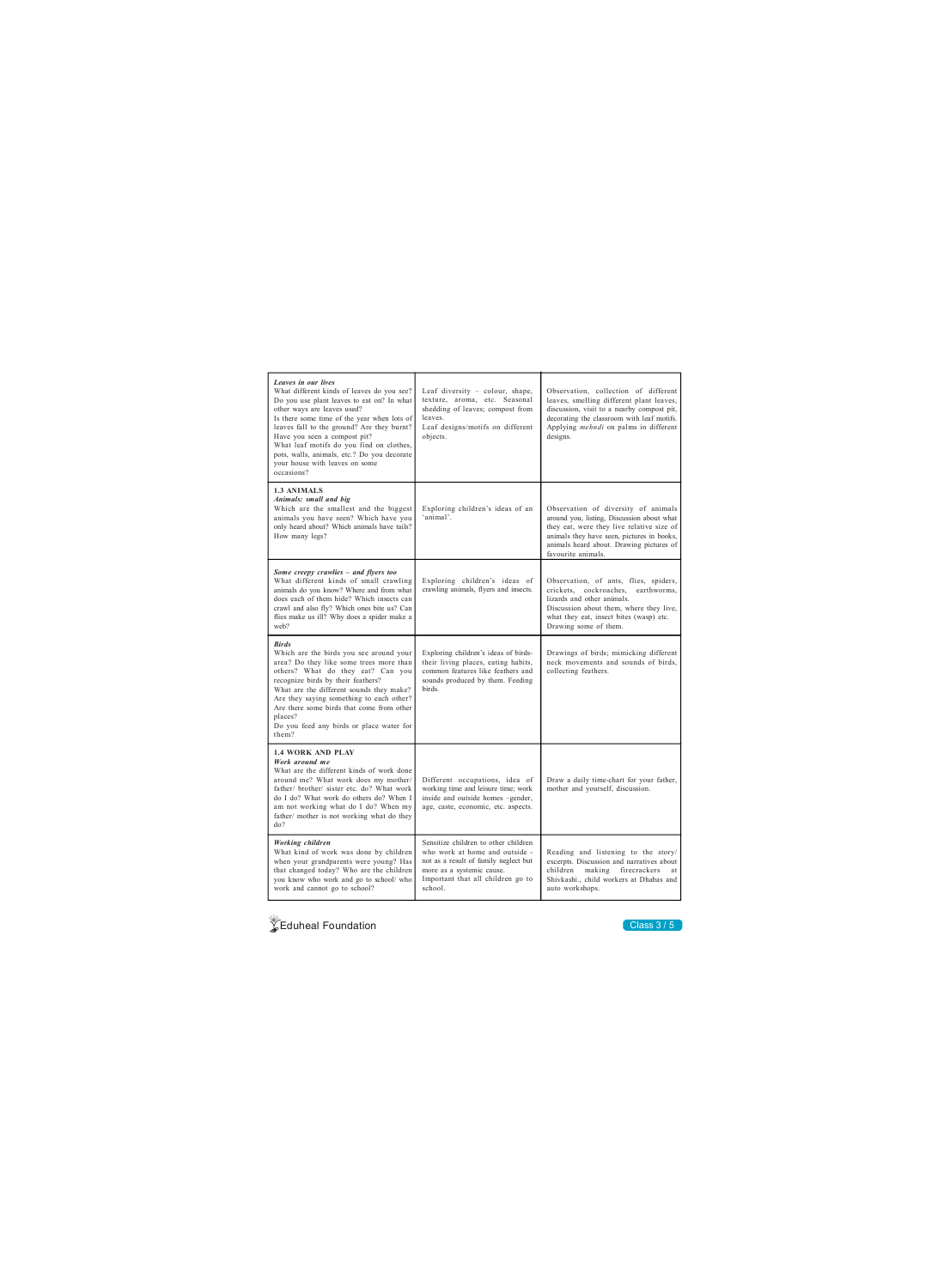| | | |
|---|---|---|
| ***Leaves in our lives*** What different kinds of leaves do you see? Do you use plant leaves to eat on? In what other ways are leaves used? Is there some time of the year when lots of leaves fall to the ground? Are they burnt? Have you seen a compost pit? What leaf motifs do you find on clothes, pots, walls, animals, etc.? Do you decorate your house with leaves on some occasions? | Leaf diversity – colour, shape, texture, aroma, etc. Seasonal shedding of leaves; compost from leaves. Leaf designs/motifs on different objects. | Observation, collection of different leaves, smelling different plant leaves, discussion, visit to a nearby compost pit, decorating the classroom with leaf motifs. Applying *mehndi* on palms in different designs. |
| **1.3 ANIMALS** ***Animals: small and big*** Which are the smallest and the biggest animals you have seen? Which have you only heard about? Which animals have tails? How many legs? | Exploring children's ideas of an 'animal'. | Observation of diversity of animals around you, listing, Discussion about what they eat, were they live relative size of animals they have seen, pictures in books, animals heard about. Drawing pictures of favourite animals. |
| ***Some creepy crawlies – and flyers too*** What different kinds of small crawling animals do you know? Where and from what does each of them hide? Which insects can crawl and also fly? Which ones bite us? Can flies make us ill? Why does a spider make a web? | Exploring children's ideas of crawling animals, flyers and insects. | Observation, of ants, flies, spiders, crickets, cockroaches, earthworms, lizards and other animals. Discussion about them, where they live, what they eat, insect bites (wasp) etc. Drawing some of them. |
| ***Birds*** Which are the birds you see around your area? Do they like some trees more than others? What do they eat? Can you recognize birds by their feathers? What are the different sounds they make? Are they saying something to each other? Are there some birds that come from other places? Do you feed any birds or place water for them? | Exploring children's ideas of birds-their living places, eating habits, common features like feathers and sounds produced by them. Feeding birds. | Drawings of birds; mimicking different neck movements and sounds of birds, collecting feathers. |
| **1.4 WORK AND PLAY** ***Work around me*** What are the different kinds of work done around me? What work does my mother/ father/ brother/ sister etc. do? What work do I do? What work do others do? When I am not working what do I do? When my father/ mother is not working what do they do? | Different occupations, idea of working time and leisure time; work inside and outside homes –gender, age, caste, economic, etc. aspects. | Draw a daily time-chart for your father, mother and yourself, discussion. |
| ***Working children*** What kind of work was done by children when your grandparents were young? Has that changed today? Who are the children you know who work and go to school/ who work and cannot go to school? | Sensitize children to other children who work at home and outside - not as a result of family neglect but more as a systemic cause. Important that all children go to school. | Reading and listening to the story/ excerpts. Discussion and narratives about children making firecrackers at Shivkashi., child workers at Dhabas and auto workshops. |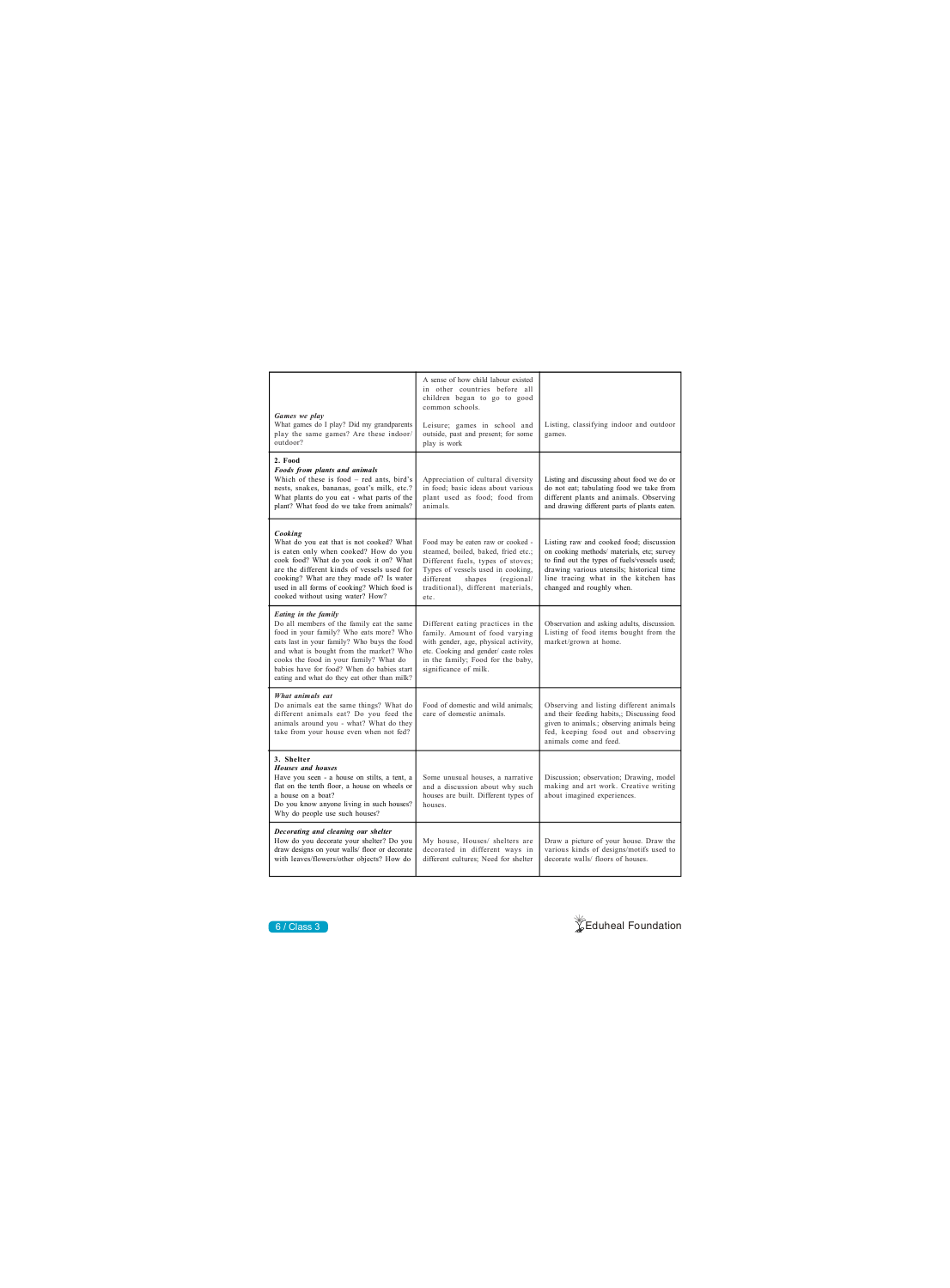| | | |
|---|---|---|
| | A sense of how child labour existed in other countries before all children began to go to good common schools. | |
| ***Games we play*** What games do I play? Did my grandparents play the same games? Are these indoor/ outdoor? | Leisure; games in school and outside, past and present; for some play is work | Listing, classifying indoor and outdoor games. |
| **2. Food** ***Foods from plants and animals*** Which of these is food – red ants, bird's nests, snakes, bananas, goat's milk, etc.? What plants do you eat - what parts of the plant? What food do we take from animals? | Appreciation of cultural diversity in food; basic ideas about various plant used as food; food from animals. | Listing and discussing about food we do or do not eat; tabulating food we take from different plants and animals. Observing and drawing different parts of plants eaten. |
| ***Cooking*** What do you eat that is not cooked? What is eaten only when cooked? How do you cook food? What do you cook it on? What are the different kinds of vessels used for cooking? What are they made of? Is water used in all forms of cooking? Which food is cooked without using water? How? | Food may be eaten raw or cooked - steamed, boiled, baked, fried etc.; Different fuels, types of stoves; Types of vessels used in cooking, different shapes (regional/ traditional), different materials, etc. | Listing raw and cooked food; discussion on cooking methods/ materials, etc; survey to find out the types of fuels/vessels used; drawing various utensils; historical time line tracing what in the kitchen has changed and roughly when. |
| ***Eating in the family*** Do all members of the family eat the same food in your family? Who eats more? Who eats last in your family? Who buys the food and what is bought from the market? Who cooks the food in your family? What do babies have for food? When do babies start eating and what do they eat other than milk? | Different eating practices in the family. Amount of food varying with gender, age, physical activity, etc. Cooking and gender/ caste roles in the family; Food for the baby, significance of milk. | Observation and asking adults, discussion. Listing of food items bought from the market/grown at home. |
| ***What animals eat*** Do animals eat the same things? What do different animals eat? Do you feed the animals around you - what? What do they take from your house even when not fed? | Food of domestic and wild animals; care of domestic animals. | Observing and listing different animals and their feeding habits,; Discussing food given to animals.; observing animals being fed, keeping food out and observing animals come and feed. |
| **3. Shelter** ***Houses and houses*** Have you seen - a house on stilts, a tent, a flat on the tenth floor, a house on wheels or a house on a boat? Do you know anyone living in such houses? Why do people use such houses? | Some unusual houses, a narrative and a discussion about why such houses are built. Different types of houses. | Discussion; observation; Drawing, model making and art work. Creative writing about imagined experiences. |
| ***Decorating and cleaning our shelter*** How do you decorate your shelter? Do you draw designs on your walls/ floor or decorate with leaves/flowers/other objects? How do | My house, Houses/ shelters are decorated in different ways in different cultures; Need for shelter | Draw a picture of your house. Draw the various kinds of designs/motifs used to decorate walls/ floors of houses. |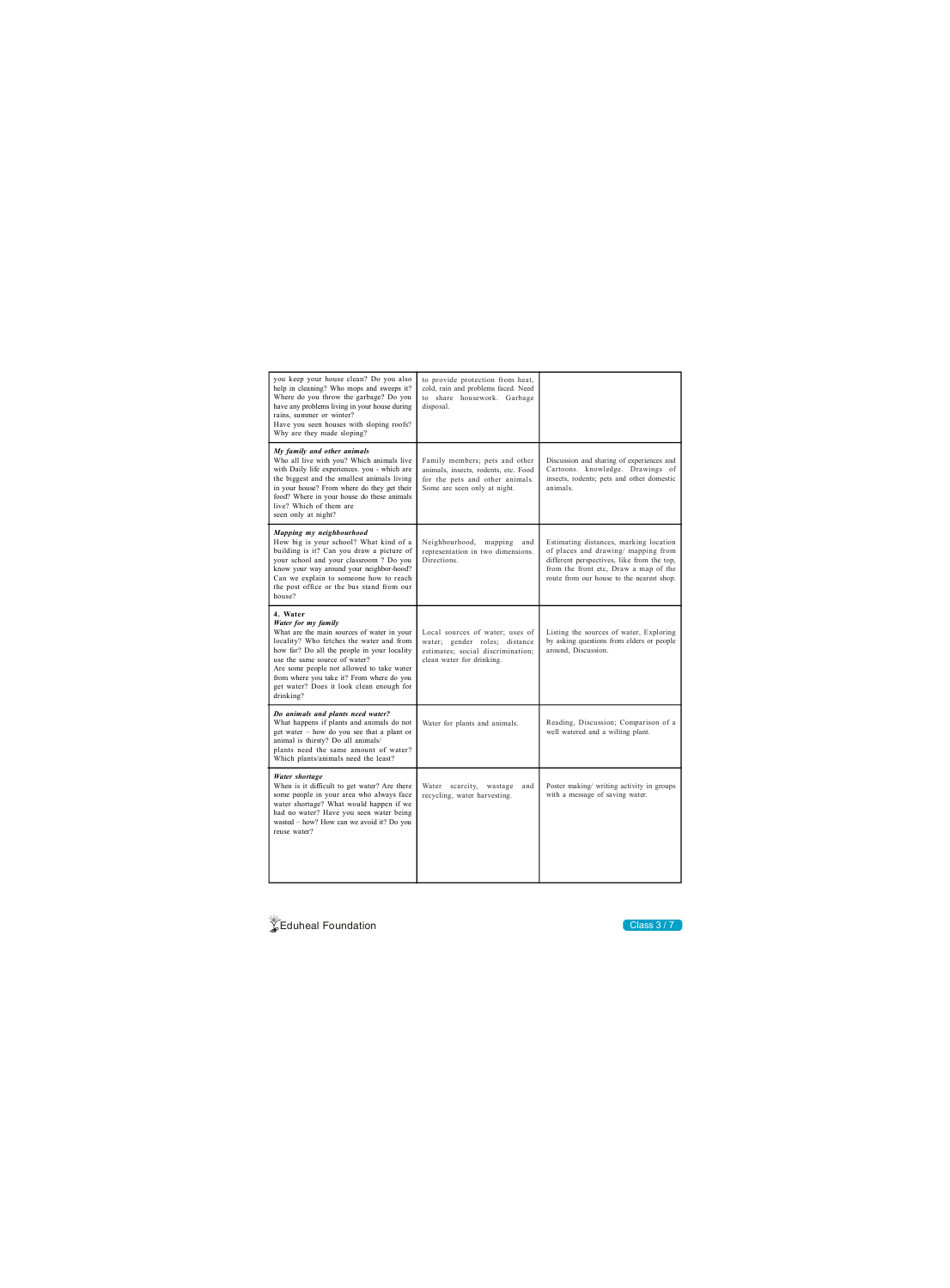| | | |
|---|---|---|
| you keep your house clean? Do you also help in cleaning? Who mops and sweeps it? Where do you throw the garbage? Do you have any problems living in your house during rains, summer or winter?<br>Have you seen houses with sloping roofs? Why are they made sloping? | to provide protection from heat, cold, rain and problems faced. Need to share housework. Garbage disposal. | |
| ***My family and other animals***<br>Who all live with you? Which animals live with Daily life experiences. you - which are the biggest and the smallest animals living in your house? From where do they get their food? Where in your house do these animals live? Which of them are<br>seen only at night? | Family members; pets and other animals, insects, rodents, etc. Food for the pets and other animals. Some are seen only at night. | Discussion and sharing of experiences and Cartoons. knowledge. Drawings of insects, rodents; pets and other domestic animals. |
| ***Mapping my neighbourhood***<br>How big is your school? What kind of a building is it? Can you draw a picture of your school and your classroom ? Do you know your way around your neighbor-hood? Can we explain to someone how to reach the post office or the bus stand from our house? | Neighbourhood, mapping and representation in two dimensions. Directions. | Estimating distances, marking location of places and drawing/ mapping from different perspectives, like from the top, from the front etc, Draw a map of the route from our house to the nearest shop. |
| **4. Water**<br>***Water for my family***<br>What are the main sources of water in your locality? Who fetches the water and from how far? Do all the people in your locality use the same source of water?<br>Are some people not allowed to take water from where you take it? From where do you get water? Does it look clean enough for drinking? | Local sources of water; uses of water; gender roles; distance estimates; social discrimination; clean water for drinking. | Listing the sources of water, Exploring by asking questions from elders or people around, Discussion. |
| ***Do animals and plants need water?***<br>What happens if plants and animals do not get water – how do you see that a plant or animal is thirsty? Do all animals/<br>plants need the same amount of water? Which plants/animals need the least? | Water for plants and animals. | Reading, Discussion; Comparison of a well watered and a wilting plant. |
| ***Water shortage***<br>When is it difficult to get water? Are there some people in your area who always face water shortage? What would happen if we had no water? Have you seen water being wasted – how? How can we avoid it? Do you reuse water? | Water scarcity, wastage and recycling, water harvesting. | Poster making/ writing activity in groups with a message of saving water. |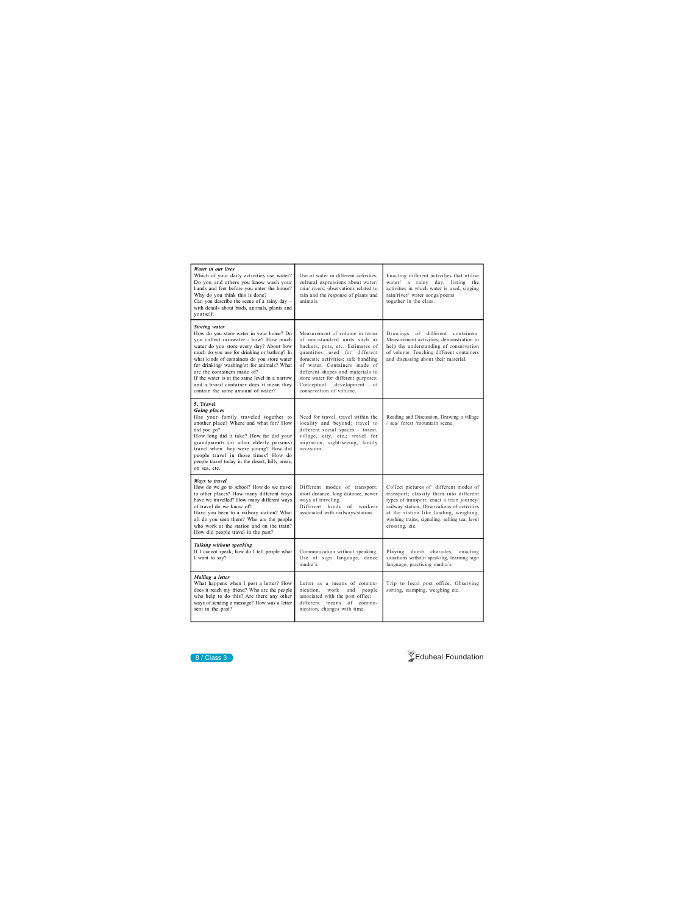| | | |
|---|---|---|
| ***Water in our lives*** Which of your daily activities use water? Do you and others you know wash your hands and feet before you enter the house? Why do you think this is done? Can you describe the scene of a rainy day – with details about birds, animals, plants and yourself. | Use of water in different activities; cultural expressions about water/ rain/ rivers; observations related to rain and the response of plants and animals. | Enacting different activities that utilise water/ a rainy day, listing the activities in which water is used, singing rain/river/ water songs/poems together in the class. |
| ***Storing water*** How do you store water in your home? Do you collect rainwater - how? How much water do you store every day? About how much do you use for drinking or bathing? In what kinds of containers do you store water for drinking/ washing/or for animals? What are the containers made of? If the water is at the same level in a narrow and a broad container does it mean they contain the same amount of water? | Measurement of volume in terms of non-standard units such as buckets, pots, etc. Estimates of quantities used for different domestic activities; safe handling of water. Containers made of different shapes and materials to store water for different purposes; Conceptual development of conservation of volume. | Drawings of different containers. Measurement activities; demonstration to help the understanding of conservation of volume. Touching different containers and discussing about their material. |
| **5. Travel** ***Going places*** Has your family traveled together to another place? Where and what for? How did you go? How long did it take? How far did your grandparents (or other elderly persons) travel when hey were young? How did people travel in those times? How do people travel today in the desert, hilly areas, on sea, etc. | Need for travel, travel within the locality and beyond; travel to different social spaces – forest, village, city, etc.; travel for migration, sight-seeing, family occasions. | Reading and Discussion, Drawing a village / sea/ forest /mountain scene. |
| ***Ways to travel*** How do we go to school? How do we travel to other places? How many different ways have we travelled? How many different ways of travel do we know of? Have you been to a railway station? What all do you seen there? Who are the people who work at the station and on the train? How did people travel in the past? | Different modes of transport; short distance, long distance, newer ways of traveling. Different kinds of workers associated with railways/station. | Collect pictures of different modes of transport; classify them into different types of transport; enact a train journey/ railway station, Observations of activities at the station like loading, weighing, washing trains, signaling, selling tea, level crossing, etc. |
| ***Talking without speaking*** If I cannot speak, how do I tell people what I want to say? | Communication without speaking, Use of sign language, dance mudra's. | Playing dumb charades, enacting situations without speaking, learning sign language, practicing mudra's. |
| ***Mailing a letter*** What happens when I post a letter? How does it reach my friend? Who are the people who help to do this? Are there any other ways of sending a message? How was a letter sent in the past? | Letter as a means of communication, work and people associated with the post office; different means of communication, changes with time. | Trip to local post office, Observing sorting, stamping, weighing etc. |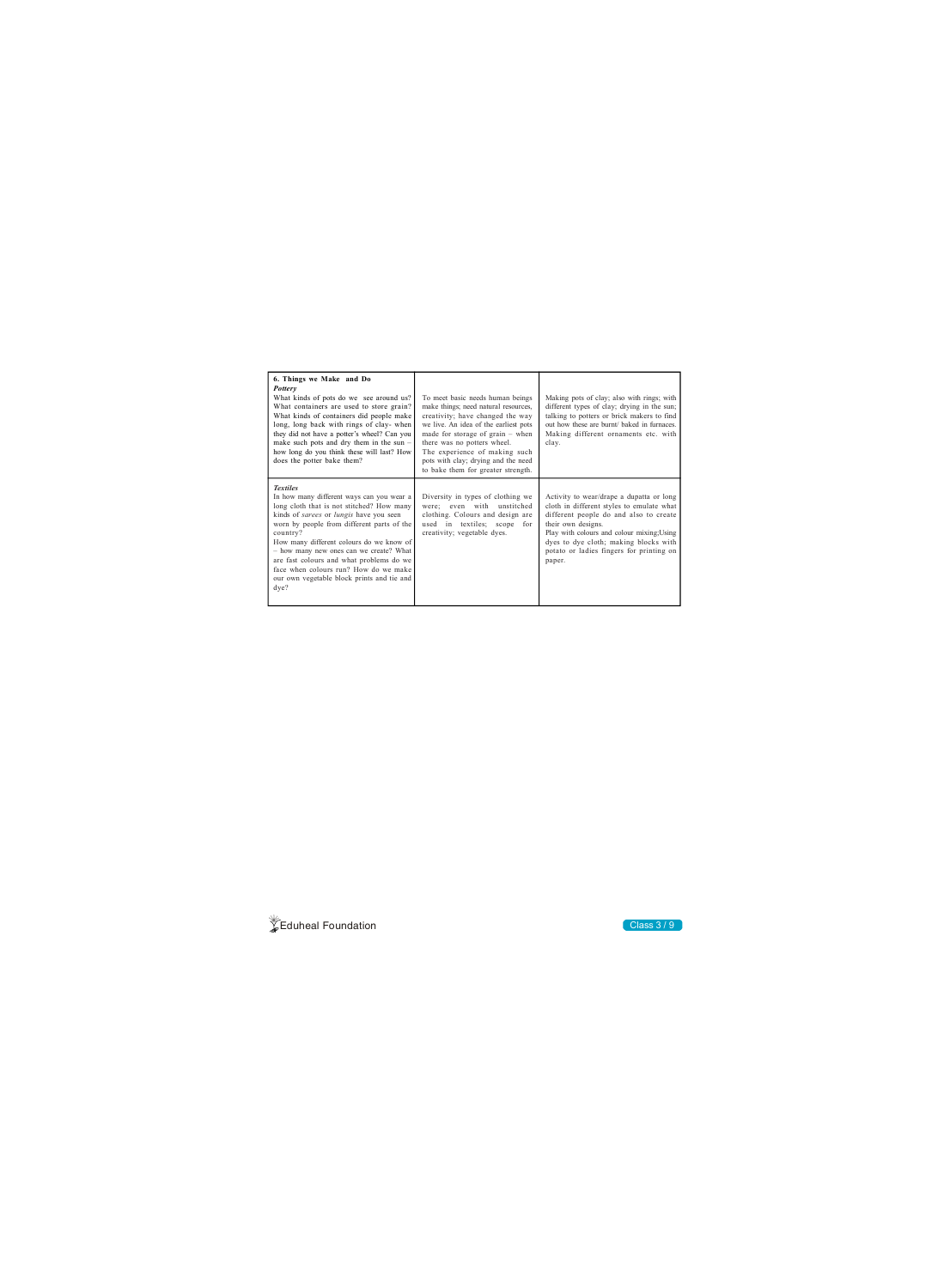| | | |
|---|---|---|
| **6. Things we Make and Do**<br>***Pottery***<br>What kinds of pots do we see around us? What containers are used to store grain? What kinds of containers did people make long, long back with rings of clay- when they did not have a potter's wheel? Can you make such pots and dry them in the sun – how long do you think these will last? How does the potter bake them? | To meet basic needs human beings make things; need natural resources, creativity; have changed the way we live. An idea of the earliest pots made for storage of grain – when there was no potters wheel.<br>The experience of making such pots with clay; drying and the need to bake them for greater strength. | Making pots of clay; also with rings; with different types of clay; drying in the sun; talking to potters or brick makers to find out how these are burnt/ baked in furnaces. Making different ornaments etc. with clay. |
| ***Textiles***<br>In how many different ways can you wear a long cloth that is not stitched? How many kinds of *sarees* or *lungis* have you seen worn by people from different parts of the country?<br>How many different colours do we know of – how many new ones can we create? What are fast colours and what problems do we face when colours run? How do we make our own vegetable block prints and tie and dye? | Diversity in types of clothing we were; even with unstitched clothing. Colours and design are used in textiles; scope for creativity; vegetable dyes. | Activity to wear/drape a dupatta or long cloth in different styles to emulate what different people do and also to create their own designs.<br>Play with colours and colour mixing;Using dyes to dye cloth; making blocks with potato or ladies fingers for printing on paper. |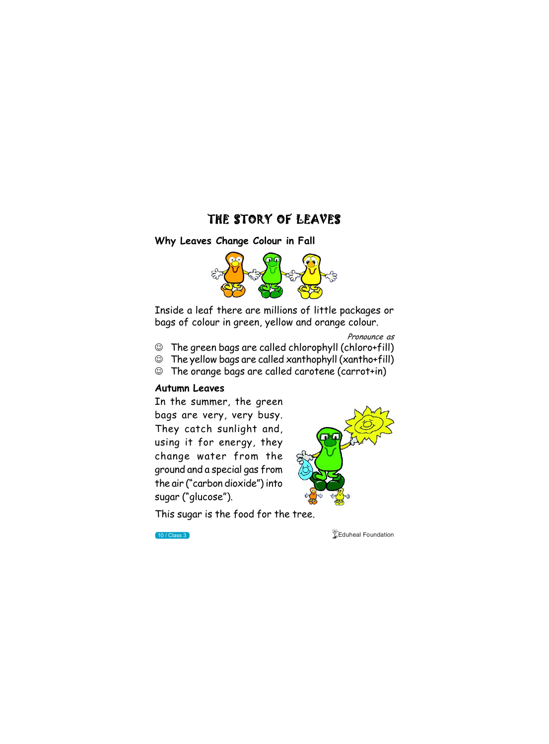# THE STORY OF LEAVES

## Why Leaves Change Colour in Fall

Inside a leaf there are millions of little packages or bags of colour in green, yellow and orange colour.

*Pronounce as*

- ☺ The green bags are called chlorophyll (chloro+fill)
- ☺ The yellow bags are called xanthophyll (xantho+fill)
- ☺ The orange bags are called carotene (carrot+in)

### Autumn Leaves

In the summer, the green bags are very, very busy. They catch sunlight and, using it for energy, they change water from the ground and a special gas from the air ("carbon dioxide") into sugar ("glucose").

This sugar is the food for the tree.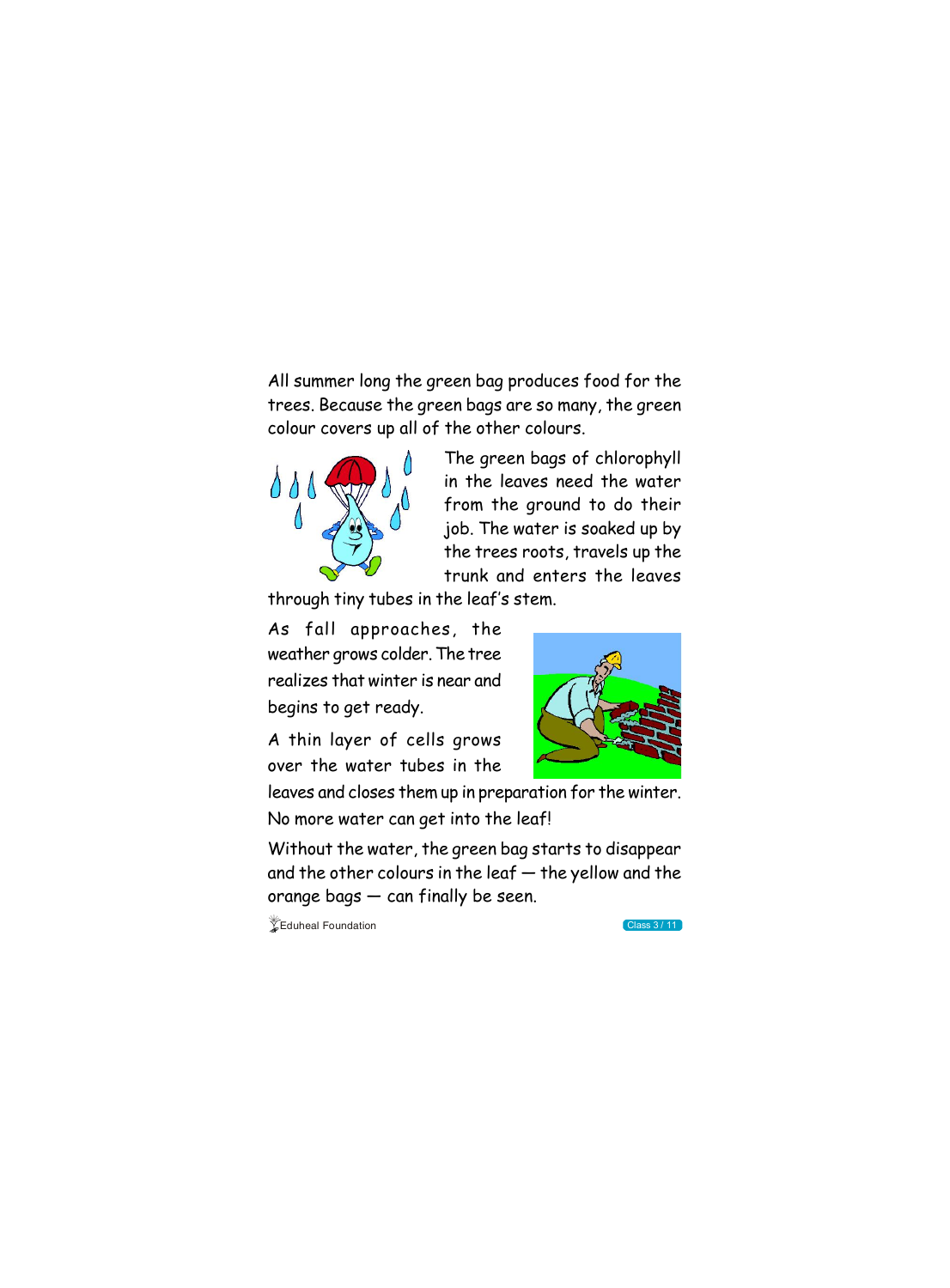All summer long the green bag produces food for the trees. Because the green bags are so many, the green colour covers up all of the other colours.

The green bags of chlorophyll in the leaves need the water from the ground to do their job. The water is soaked up by the trees roots, travels up the trunk and enters the leaves through tiny tubes in the leaf's stem.

As fall approaches, the weather grows colder. The tree realizes that winter is near and begins to get ready.

A thin layer of cells grows over the water tubes in the leaves and closes them up in preparation for the winter. No more water can get into the leaf!

Without the water, the green bag starts to disappear and the other colours in the leaf — the yellow and the orange bags — can finally be seen.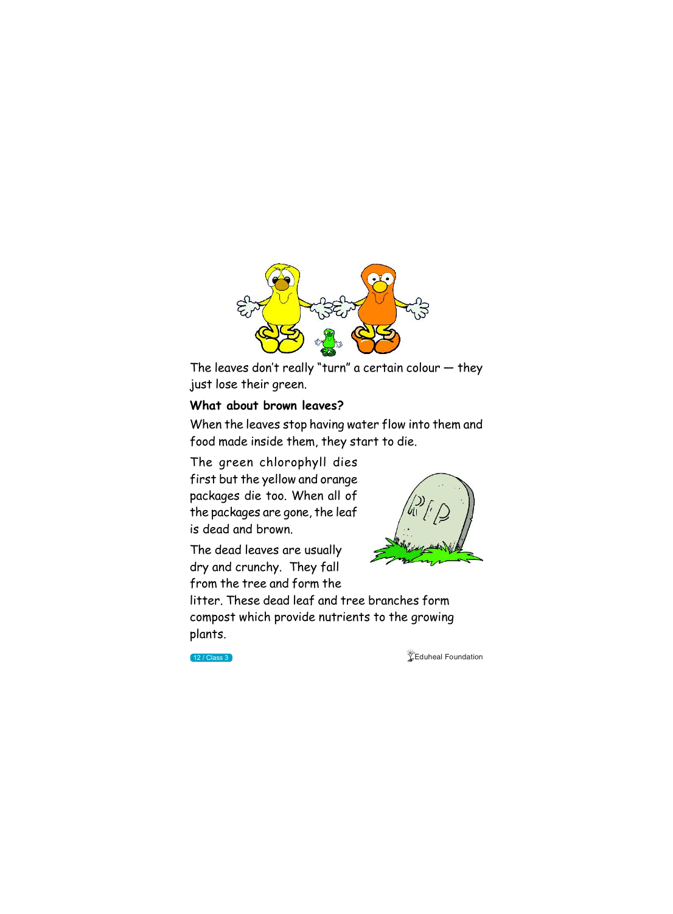The leaves don't really "turn" a certain colour — they just lose their green.

**What about brown leaves?**

When the leaves stop having water flow into them and food made inside them, they start to die.

The green chlorophyll dies first but the yellow and orange packages die too. When all of the packages are gone, the leaf is dead and brown.

The dead leaves are usually dry and crunchy. They fall from the tree and form the litter. These dead leaf and tree branches form compost which provide nutrients to the growing plants.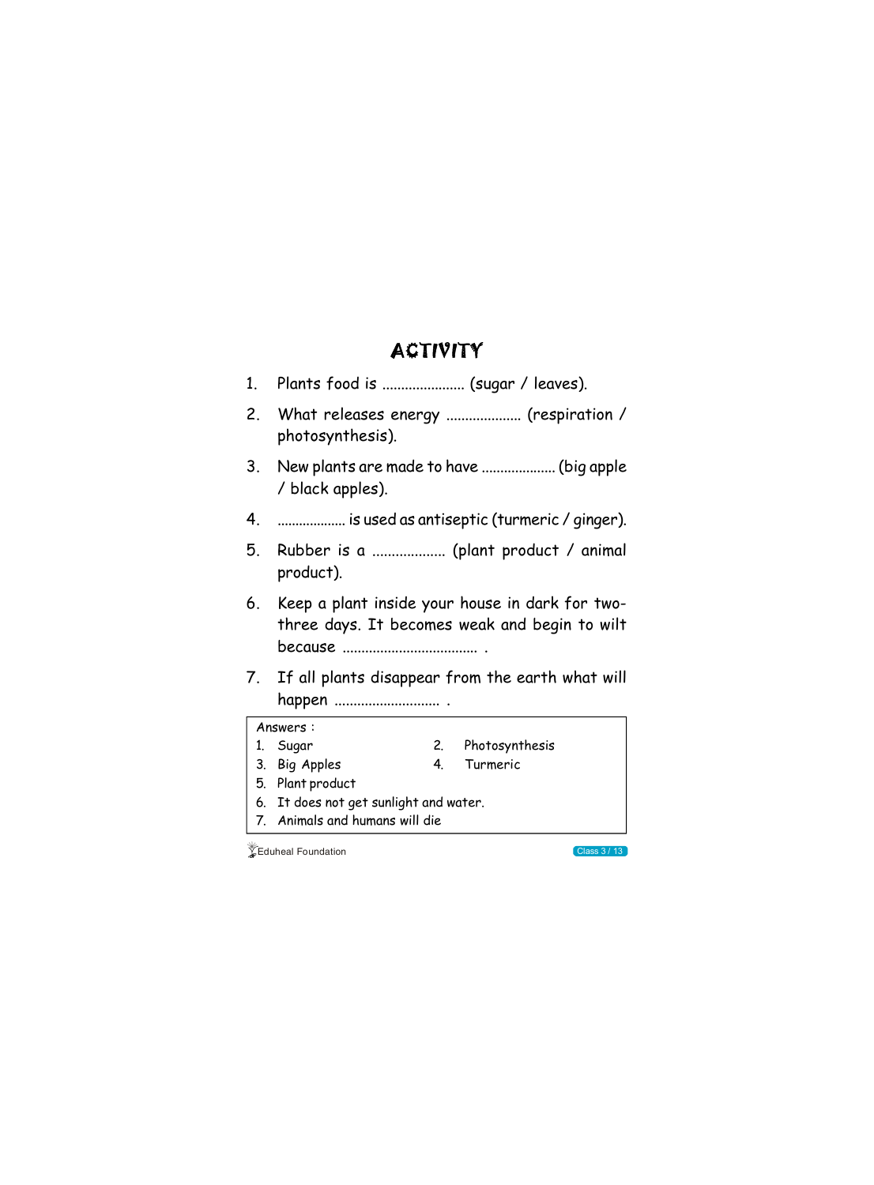# ACTIVITY

1. Plants food is ...................... (sugar / leaves).
2. What releases energy .................... (respiration / photosynthesis).
3. New plants are made to have .................... (big apple / black apples).
4. ................... is used as antiseptic (turmeric / ginger).
5. Rubber is a ................... (plant product / animal product).
6. Keep a plant inside your house in dark for two-three days. It becomes weak and begin to wilt because .................................... .
7. If all plants disappear from the earth what will happen ............................ .

Answers :

1. Sugar
2. Photosynthesis
3. Big Apples
4. Turmeric
5. Plant product
6. It does not get sunlight and water.
7. Animals and humans will die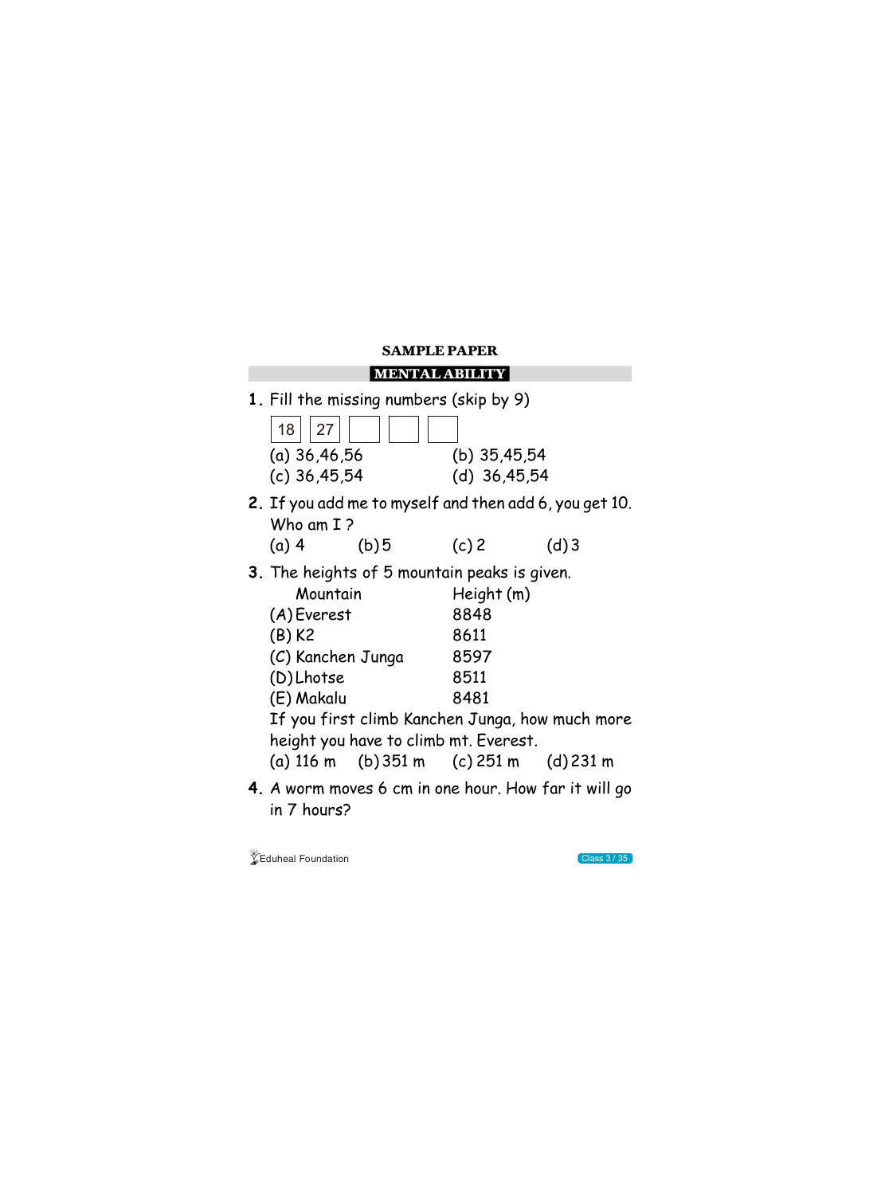## SAMPLE PAPER

### MENTAL ABILITY

1. Fill the missing numbers (skip by 9)

| | | | | |
|---|---|---|---|---|
| 18 | 27 | | | |

(a) 36,46,56 (b) 35,45,54

(c) 36,45,54 (d) 36,45,54

2. If you add me to myself and then add 6, you get 10. Who am I ?

(a) 4 (b) 5 (c) 2 (d) 3

3. The heights of 5 mountain peaks is given.

| Mountain | Height (m) |
|---|---|
| (A) Everest | 8848 |
| (B) K2 | 8611 |
| (C) Kanchen Junga | 8597 |
| (D) Lhotse | 8511 |
| (E) Makalu | 8481 |

If you first climb Kanchen Junga, how much more height you have to climb mt. Everest.

(a) 116 m (b) 351 m (c) 251 m (d) 231 m

4. A worm moves 6 cm in one hour. How far it will go in 7 hours?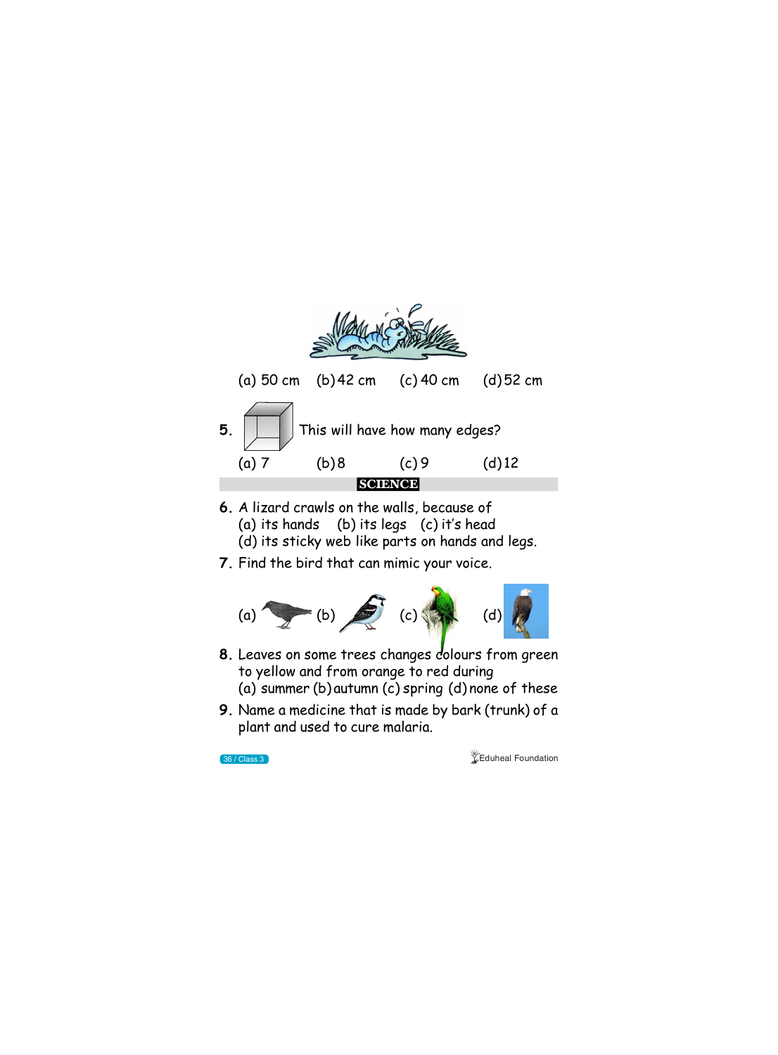(a) 50 cm (b) 42 cm (c) 40 cm (d) 52 cm

5. This will have how many edges?

(a) 7 (b) 8 (c) 9 (d) 12

## SCIENCE

6. A lizard crawls on the walls, because of
   (a) its hands (b) its legs (c) it's head
   (d) its sticky web like parts on hands and legs.

7. Find the bird that can mimic your voice.

   (a) (b) (c) (d)

8. Leaves on some trees changes colours from green to yellow and from orange to red during
   (a) summer (b) autumn (c) spring (d) none of these

9. Name a medicine that is made by bark (trunk) of a plant and used to cure malaria.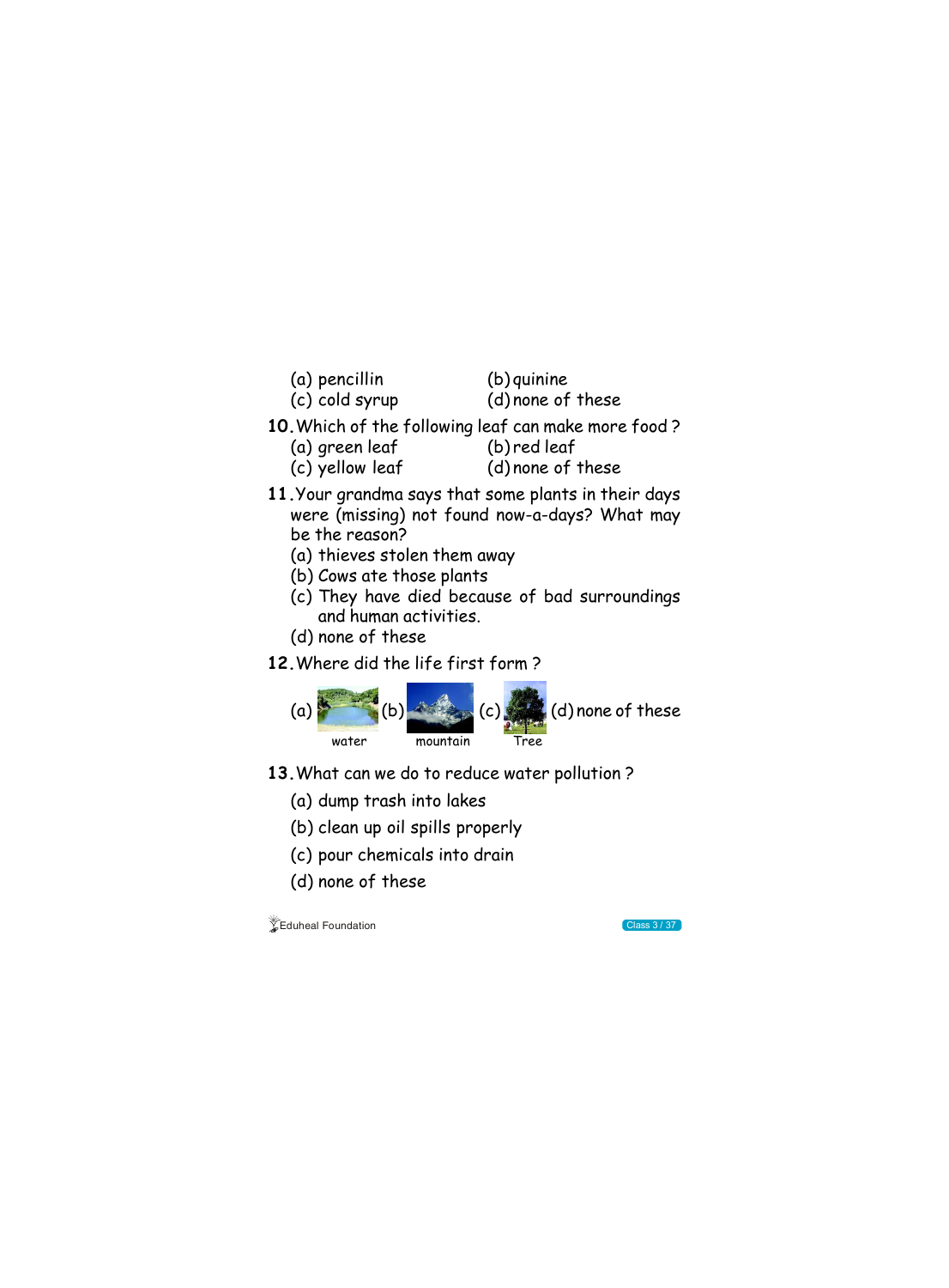(a) pencillin (b) quinine
(c) cold syrup (d) none of these

10. Which of the following leaf can make more food ?
(a) green leaf (b) red leaf
(c) yellow leaf (d) none of these

11. Your grandma says that some plants in their days were (missing) not found now-a-days? What may be the reason?
(a) thieves stolen them away
(b) Cows ate those plants
(c) They have died because of bad surroundings and human activities.
(d) none of these

12. Where did the life first form ?

(a) water (b) mountain (c) Tree (d) none of these

13. What can we do to reduce water pollution ?
(a) dump trash into lakes
(b) clean up oil spills properly
(c) pour chemicals into drain
(d) none of these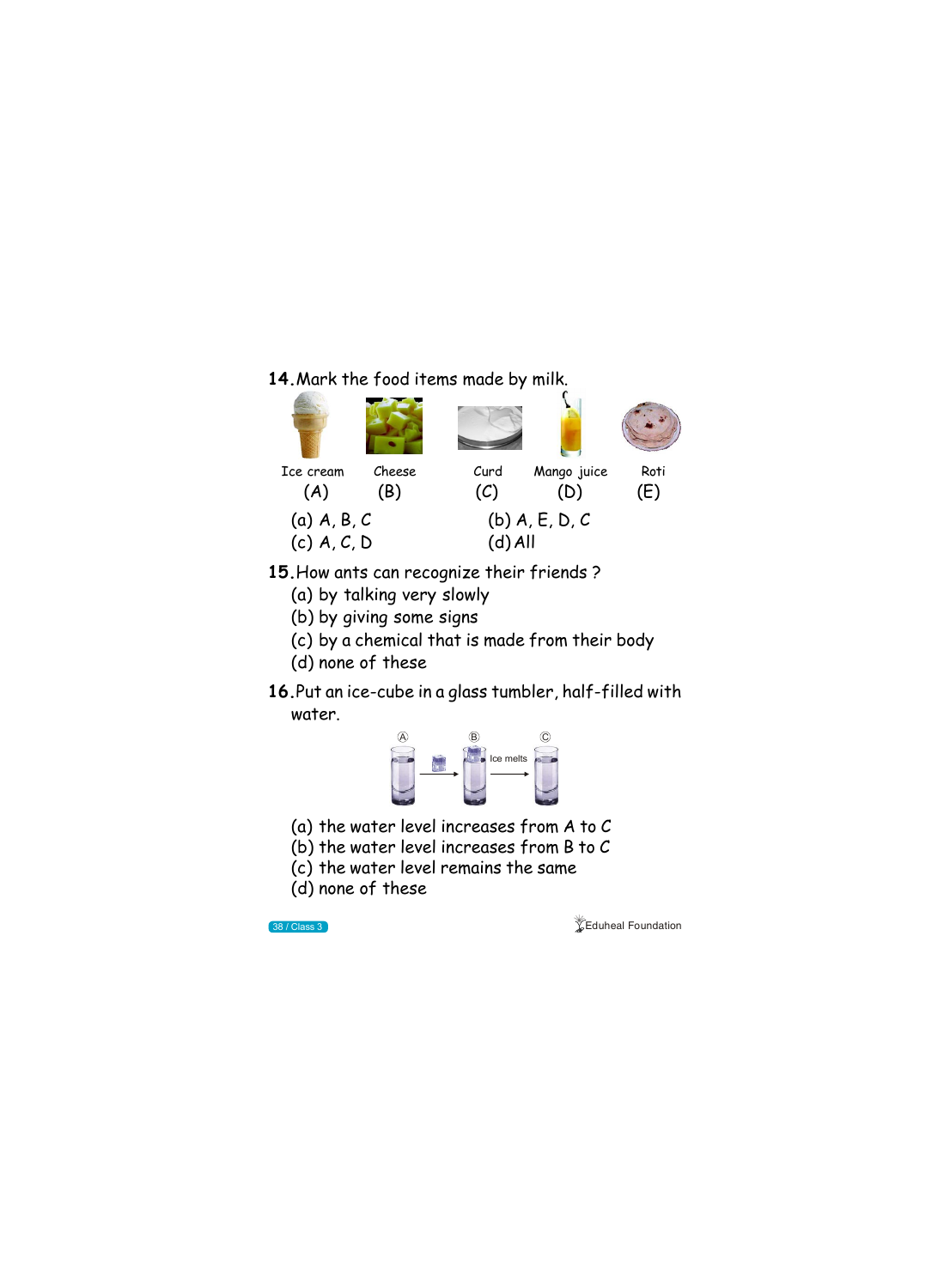14. Mark the food items made by milk.

| Ice cream | Cheese | Curd | Mango juice | Roti |
|---|---|---|---|---|
| (A) | (B) | (C) | (D) | (E) |

(a) A, B, C (b) A, E, D, C

(c) A, C, D (d) All

15. How ants can recognize their friends ?

(a) by talking very slowly

(b) by giving some signs

(c) by a chemical that is made from their body

(d) none of these

16. Put an ice-cube in a glass tumbler, half-filled with water.

Ⓐ Ⓑ Ⓒ

Ice melts

(a) the water level increases from A to C

(b) the water level increases from B to C

(c) the water level remains the same

(d) none of these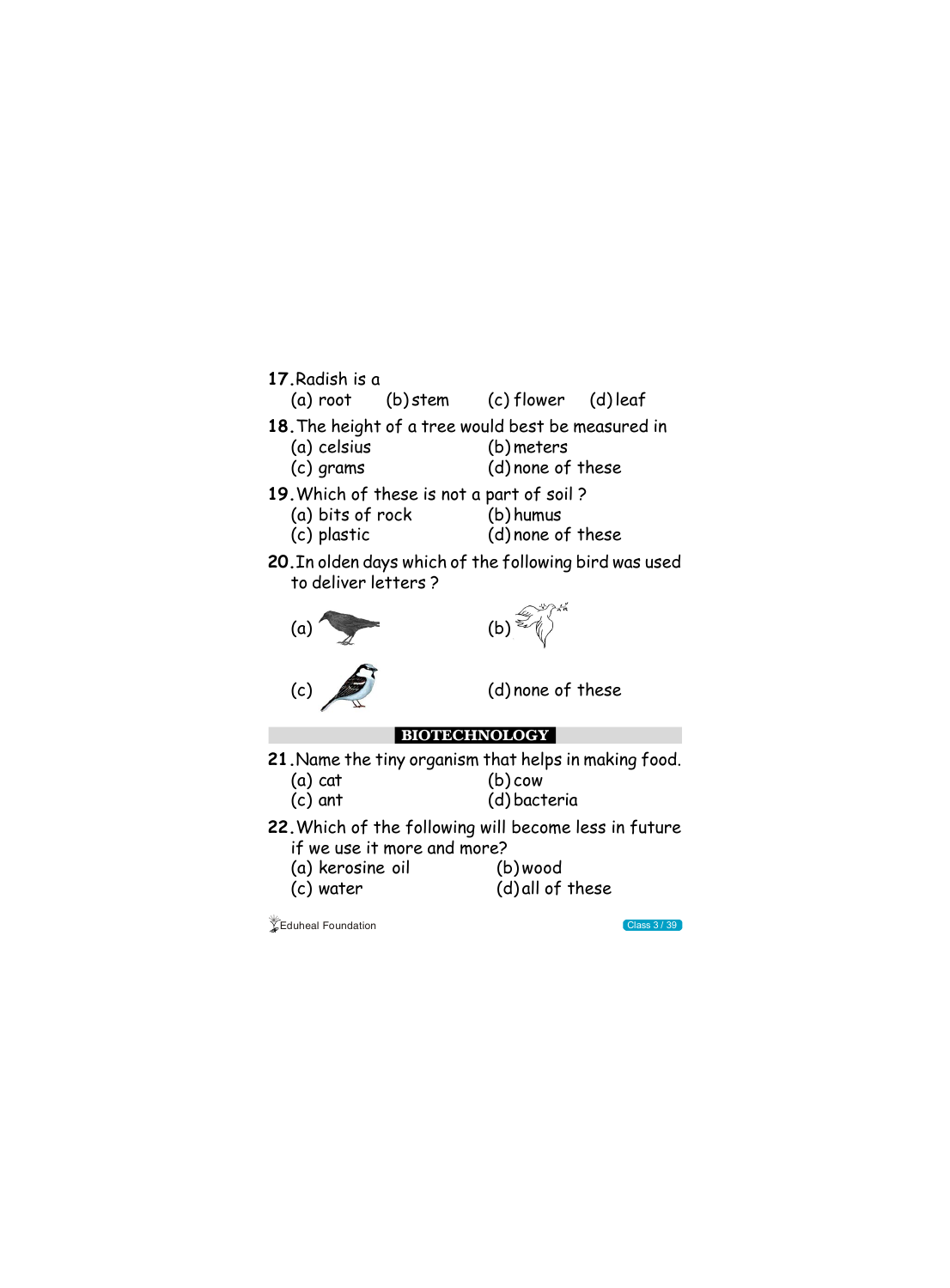17. Radish is a

(a) root (b) stem (c) flower (d) leaf

18. The height of a tree would best be measured in

(a) celsius (b) meters
(c) grams (d) none of these

19. Which of these is not a part of soil ?

(a) bits of rock (b) humus
(c) plastic (d) none of these

20. In olden days which of the following bird was used to deliver letters ?

(a) (b)

(c) (d) none of these

## BIOTECHNOLOGY

21. Name the tiny organism that helps in making food.

(a) cat (b) cow
(c) ant (d) bacteria

22. Which of the following will become less in future if we use it more and more?

(a) kerosine oil (b) wood
(c) water (d) all of these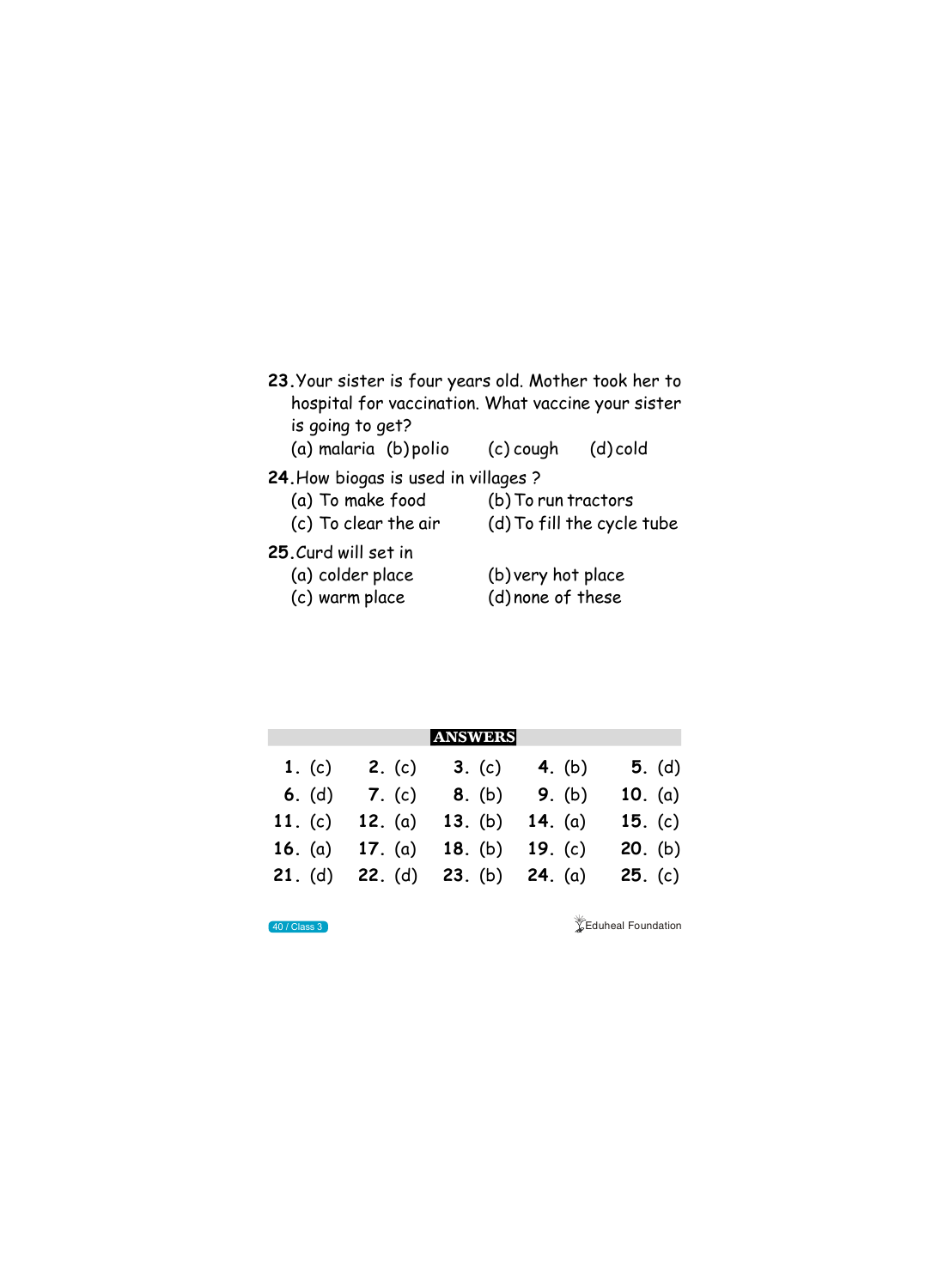**23.** Your sister is four years old. Mother took her to hospital for vaccination. What vaccine your sister is going to get?

(a) malaria (b) polio (c) cough (d) cold

**24.** How biogas is used in villages ?

(a) To make food (b) To run tractors
(c) To clear the air (d) To fill the cycle tube

**25.** Curd will set in

(a) colder place (b) very hot place
(c) warm place (d) none of these

## ANSWERS

| | | | | |
|---|---|---|---|---|
| **1.** (c) | **2.** (c) | **3.** (c) | **4.** (b) | **5.** (d) |
| **6.** (d) | **7.** (c) | **8.** (b) | **9.** (b) | **10.** (a) |
| **11.** (c) | **12.** (a) | **13.** (b) | **14.** (a) | **15.** (c) |
| **16.** (a) | **17.** (a) | **18.** (b) | **19.** (c) | **20.** (b) |
| **21.** (d) | **22.** (d) | **23.** (b) | **24.** (a) | **25.** (c) |